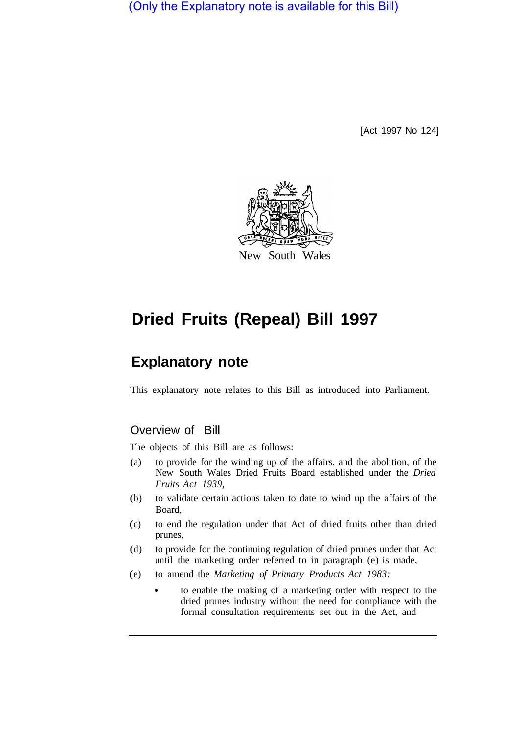(Only the Explanatory note is available for this Bill)

[Act 1997 No 124]

New South Wales

# Dried Fruits (Repeal) Bill 1997

## Explanatory note

This explanatory note relates to this Bill as introduced into Parliament.

### Overview of Bill

The objects of this Bill are as follows:

(a) to provide for the winding up of the affairs, and the abolition, of the New South Wales Dried Fruits Board established under the *Dried Fruits Act 1939*,

(b) to validate certain actions taken to date to wind up the affairs of the Board,

(c) to end the regulation under that Act of dried fruits other than dried prunes,

(d) to provide for the continuing regulation of dried prunes under that Act until the marketing order referred to in paragraph (e) is made,

(e) to amend the *Marketing of Primary Products Act 1983:*

- to enable the making of a marketing order with respect to the dried prunes industry without the need for compliance with the formal consultation requirements set out in the Act, and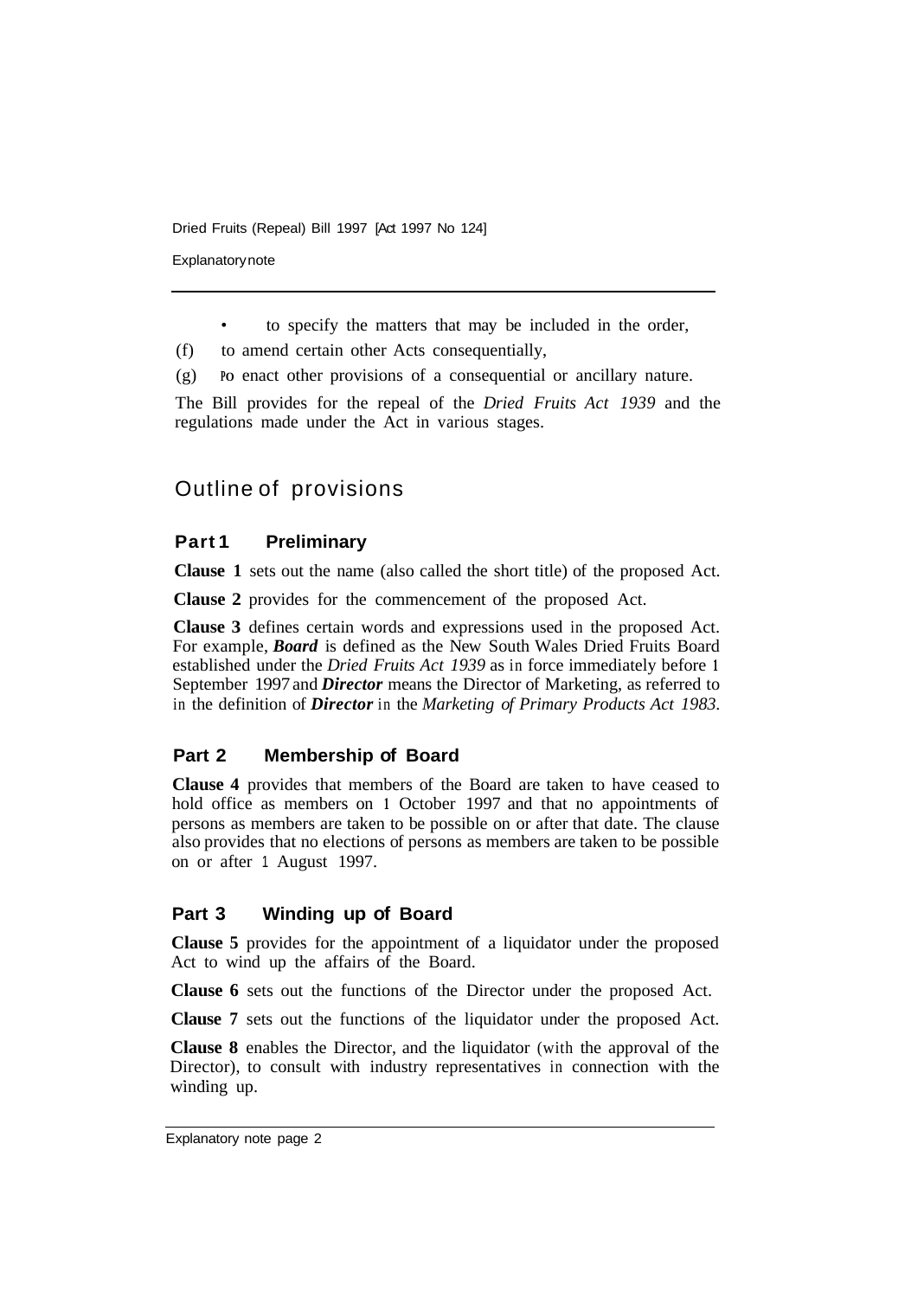- to specify the matters that may be included in the order,

(f) to amend certain other Acts consequentially,

(g) to enact other provisions of a consequential or ancillary nature.

The Bill provides for the repeal of the *Dried Fruits Act 1939* and the regulations made under the Act in various stages.

## Outline of provisions

### Part 1 Preliminary

**Clause 1** sets out the name (also called the short title) of the proposed Act.

**Clause 2** provides for the commencement of the proposed Act.

**Clause 3** defines certain words and expressions used in the proposed Act. For example, ***Board*** is defined as the New South Wales Dried Fruits Board established under the *Dried Fruits Act 1939* as in force immediately before 1 September 1997 and ***Director*** means the Director of Marketing, as referred to in the definition of ***Director*** in the *Marketing of Primary Products Act 1983*.

### Part 2 Membership of Board

**Clause 4** provides that members of the Board are taken to have ceased to hold office as members on 1 October 1997 and that no appointments of persons as members are taken to be possible on or after that date. The clause also provides that no elections of persons as members are taken to be possible on or after 1 August 1997.

### Part 3 Winding up of Board

**Clause 5** provides for the appointment of a liquidator under the proposed Act to wind up the affairs of the Board.

**Clause 6** sets out the functions of the Director under the proposed Act.

**Clause 7** sets out the functions of the liquidator under the proposed Act.

**Clause 8** enables the Director, and the liquidator (with the approval of the Director), to consult with industry representatives in connection with the winding up.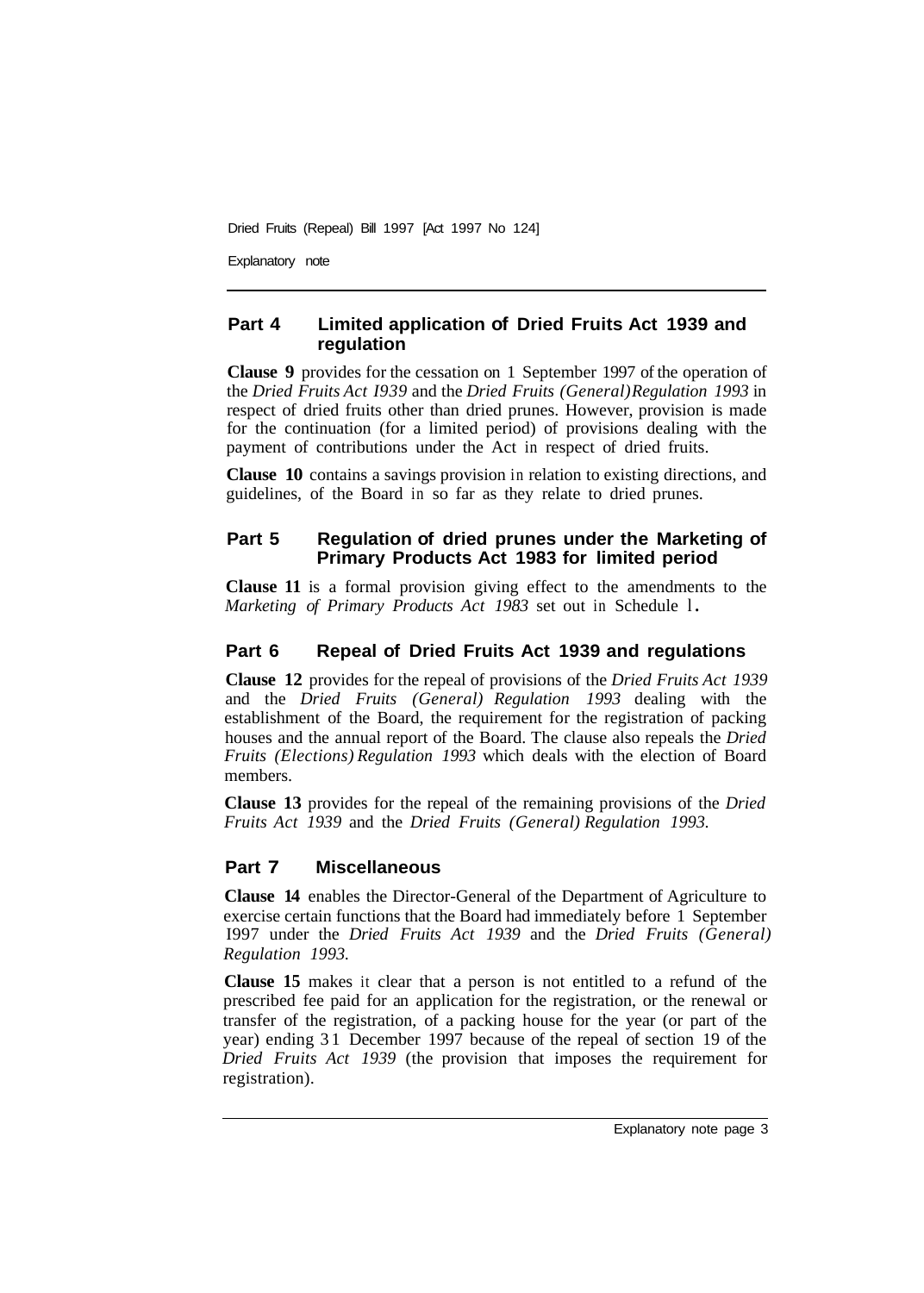## Part 4 Limited application of Dried Fruits Act 1939 and regulation

**Clause 9** provides for the cessation on 1 September 1997 of the operation of the *Dried Fruits Act I939* and the *Dried Fruits (General) Regulation 1993* in respect of dried fruits other than dried prunes. However, provision is made for the continuation (for a limited period) of provisions dealing with the payment of contributions under the Act in respect of dried fruits.

**Clause 10** contains a savings provision in relation to existing directions, and guidelines, of the Board in so far as they relate to dried prunes.

## Part 5 Regulation of dried prunes under the Marketing of Primary Products Act 1983 for limited period

**Clause 11** is a formal provision giving effect to the amendments to the *Marketing of Primary Products Act 1983* set out in Schedule 1.

## Part 6 Repeal of Dried Fruits Act 1939 and regulations

**Clause 12** provides for the repeal of provisions of the *Dried Fruits Act 1939* and the *Dried Fruits (General) Regulation 1993* dealing with the establishment of the Board, the requirement for the registration of packing houses and the annual report of the Board. The clause also repeals the *Dried Fruits (Elections) Regulation 1993* which deals with the election of Board members.

**Clause 13** provides for the repeal of the remaining provisions of the *Dried Fruits Act 1939* and the *Dried Fruits (General) Regulation 1993.*

## Part 7 Miscellaneous

**Clause 14** enables the Director-General of the Department of Agriculture to exercise certain functions that the Board had immediately before 1 September I997 under the *Dried Fruits Act 1939* and the *Dried Fruits (General) Regulation 1993.*

**Clause 15** makes it clear that a person is not entitled to a refund of the prescribed fee paid for an application for the registration, or the renewal or transfer of the registration, of a packing house for the year (or part of the year) ending 31 December 1997 because of the repeal of section 19 of the *Dried Fruits Act 1939* (the provision that imposes the requirement for registration).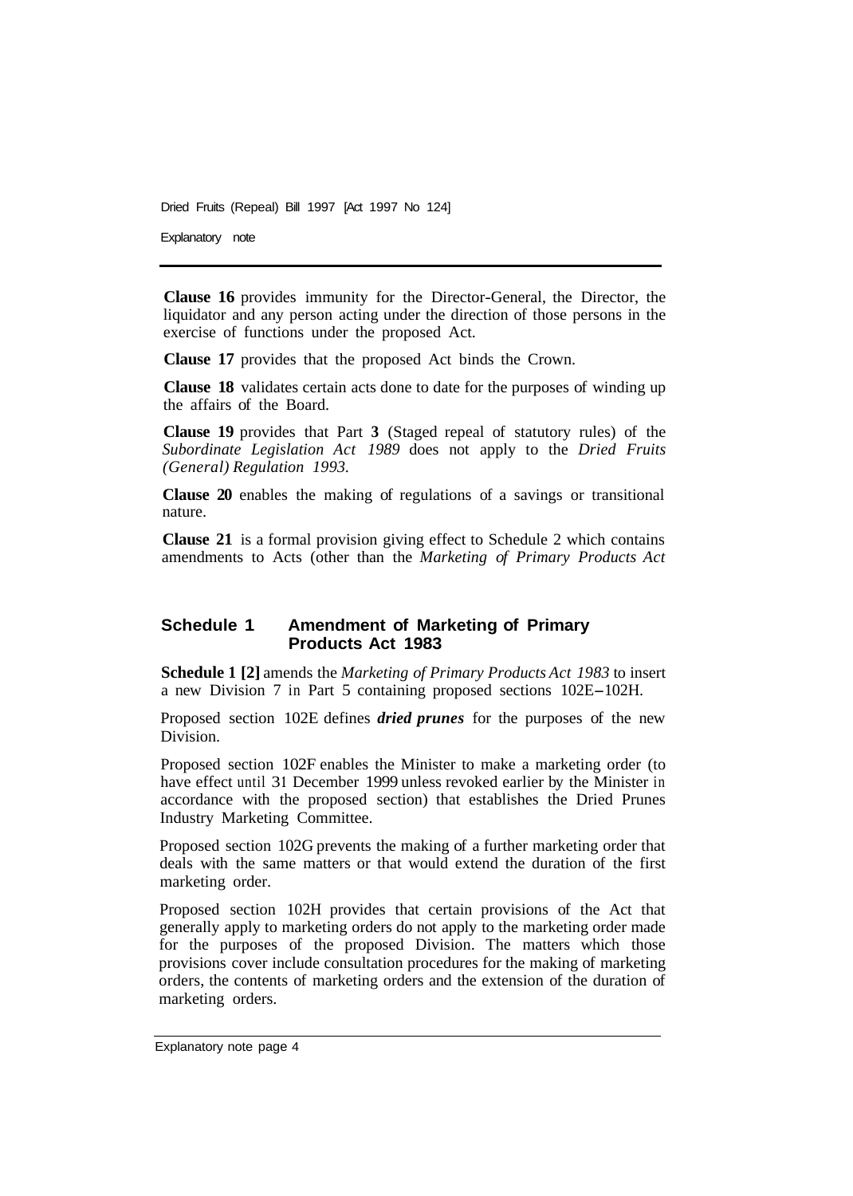**Clause 16** provides immunity for the Director-General, the Director, the liquidator and any person acting under the direction of those persons in the exercise of functions under the proposed Act.

**Clause 17** provides that the proposed Act binds the Crown.

**Clause 18** validates certain acts done to date for the purposes of winding up the affairs of the Board.

**Clause 19** provides that Part **3** (Staged repeal of statutory rules) of the *Subordinate Legislation Act 1989* does not apply to the *Dried Fruits (General) Regulation 1993.*

**Clause 20** enables the making of regulations of a savings or transitional nature.

**Clause 21** is a formal provision giving effect to Schedule 2 which contains amendments to Acts (other than the *Marketing of Primary Products Act*

## Schedule 1 Amendment of Marketing of Primary Products Act 1983

**Schedule 1 [2]** amends the *Marketing of Primary Products Act 1983* to insert a new Division 7 in Part 5 containing proposed sections 102E–102H.

Proposed section 102E defines ***dried prunes*** for the purposes of the new Division.

Proposed section 102F enables the Minister to make a marketing order (to have effect until 31 December 1999 unless revoked earlier by the Minister in accordance with the proposed section) that establishes the Dried Prunes Industry Marketing Committee.

Proposed section 102G prevents the making of a further marketing order that deals with the same matters or that would extend the duration of the first marketing order.

Proposed section 102H provides that certain provisions of the Act that generally apply to marketing orders do not apply to the marketing order made for the purposes of the proposed Division. The matters which those provisions cover include consultation procedures for the making of marketing orders, the contents of marketing orders and the extension of the duration of marketing orders.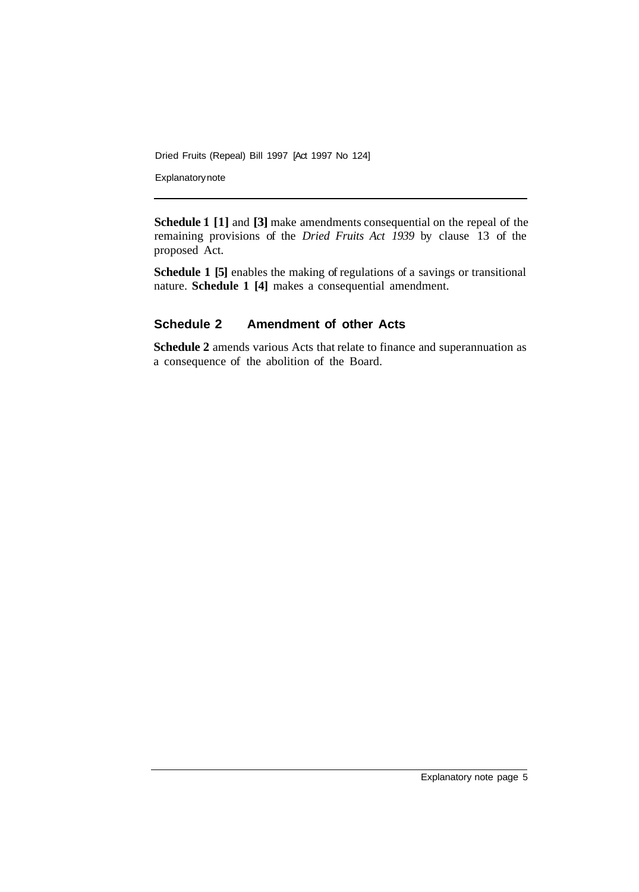**Schedule 1 [1]** and **[3]** make amendments consequential on the repeal of the remaining provisions of the *Dried Fruits Act 1939* by clause 13 of the proposed Act.

**Schedule 1 [5]** enables the making of regulations of a savings or transitional nature. **Schedule 1 [4]** makes a consequential amendment.

## Schedule 2 Amendment of other Acts

**Schedule 2** amends various Acts that relate to finance and superannuation as a consequence of the abolition of the Board.